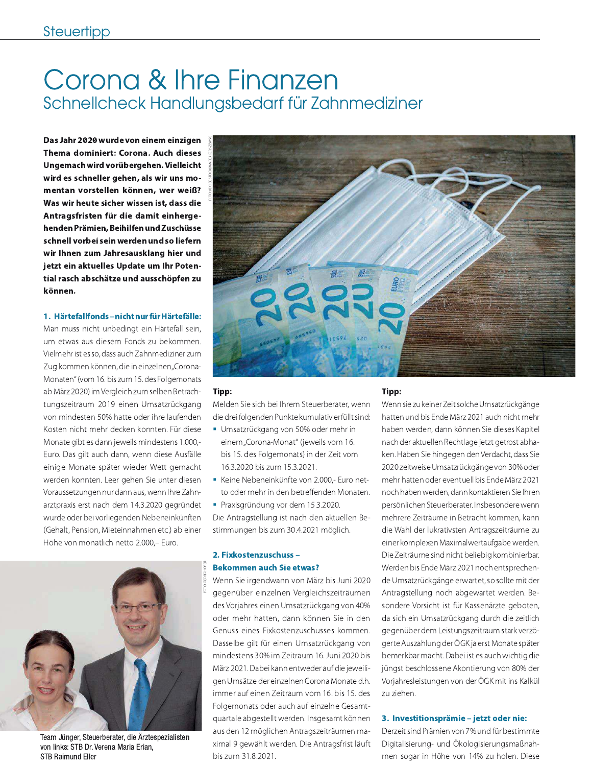Steuertipp

# Corona & Ihre Finanzen

## Schnellcheck Handlungsbedarf für Zahnmediziner

**Das Jahr 2020 wurde von einem einzigen Thema dominiert: Corona. Auch dieses Ungemach wird vorübergehen. Vielleicht wird es schneller gehen, als wir uns momentan vorstellen können, wer weiß? Was wir heute sicher wissen ist, dass die Antragsfristen für die damit einhergehenden Prämien, Beihilfen und Zuschüsse schnell vorbei sein werden und so liefern wir Ihnen zum Jahresausklang hier und jetzt ein aktuelles Update um Ihr Potential rasch abschätze und ausschöpfen zu können.**

### 1. Härtefallfonds – nicht nur für Härtefälle:

Man muss nicht unbedingt ein Härtefall sein, um etwas aus diesem Fonds zu bekommen. Vielmehr ist es so, dass auch Zahnmediziner zum Zug kommen können, die in einzelnen „Corona-Monaten" (vom 16. bis zum 15. des Folgemonats ab März 2020) im Vergleich zum selben Betrachtungszeitraum 2019 einen Umsatzrückgang von mindesten 50% hatte oder ihre laufenden Kosten nicht mehr decken konnten. Für diese Monate gibt es dann jeweils mindestens 1.000,- Euro. Das gilt auch dann, wenn diese Ausfälle einige Monate später wieder Wett gemacht werden konnten. Leer gehen Sie unter diesen Voraussetzungen nur dann aus, wenn Ihre Zahnarztpraxis erst nach dem 14.3.2020 gegründet wurde oder bei vorliegenden Nebeneinkünften (Gehalt, Pension, Mieteinnahmen etc.) ab einer Höhe von monatlich netto 2.000,– Euro.

**Tipp:**
Melden Sie sich bei Ihrem Steuerberater, wenn die drei folgenden Punkte kumulativ erfüllt sind:

- Umsatzrückgang von 50% oder mehr in einem „Corona-Monat" (jeweils vom 16. bis 15. des Folgemonats) in der Zeit vom 16.3.2020 bis zum 15.3.2021.
- Keine Nebeneinkünfte von 2.000,- Euro netto oder mehr in den betreffenden Monaten.
- Praxisgründung vor dem 15.3.2020.

Die Antragstellung ist nach den aktuellen Bestimmungen bis zum 30.4.2021 möglich.

### 2. Fixkostenzuschuss – Bekommen auch Sie etwas?

Wenn Sie irgendwann von März bis Juni 2020 gegenüber einzelnen Vergleichszeiträumen des Vorjahres einen Umsatzrückgang von 40% oder mehr hatten, dann können Sie in den Genuss eines Fixkostenzuschusses kommen. Dasselbe gilt für einen Umsatzrückgang von mindestens 30% im Zeitraum 16. Juni 2020 bis März 2021. Dabei kann entweder auf die jeweiligen Umsätze der einzelnen Corona Monate d.h. immer auf einen Zeitraum vom 16. bis 15. des Folgemonats oder auch auf einzelne Gesamtquartale abgestellt werden. Insgesamt können aus den 12 möglichen Antragszeiträumen maximal 9 gewählt werden. Die Antragsfrist läuft bis zum 31.8.2021.

**Tipp:**
Wenn sie zu keiner Zeit solche Umsatzrückgänge hatten und bis Ende März 2021 auch nicht mehr haben werden, dann können Sie dieses Kapitel nach der aktuellen Rechtlage jetzt getrost abhaken. Haben Sie hingegen den Verdacht, dass Sie 2020 zeitweise Umsatzrückgänge von 30% oder mehr hatten oder eventuell bis Ende März 2021 noch haben werden, dann kontaktieren Sie Ihren persönlichen Steuerberater. Insbesondere wenn mehrere Zeiträume in Betracht kommen, kann die Wahl der lukrativsten Antragszeiträume zu einer komplexen Maximalwertaufgabe werden. Die Zeiträume sind nicht beliebig kombinierbar. Werden bis Ende März 2021 noch entsprechende Umsatzrückgänge erwartet, so sollte mit der Antragstellung noch abgewartet werden. Besondere Vorsicht ist für Kassenärzte geboten, da sich ein Umsatzrückgang durch die zeitlich gegenüber dem Leistungszeitraum stark verzögerte Auszahlung der ÖGK ja erst Monate später bemerkbar macht. Dabei ist es auch wichtig die jüngst beschlossene Akontierung von 80% der Vorjahresleistungen von der ÖGK mit ins Kalkül zu ziehen.

### 3. Investitionsprämie – jetzt oder nie:

Derzeit sind Prämien von 7% und für bestimmte Digitalisierung- und Ökologisierungsmaßnahmen sogar in Höhe von 14% zu holen. Diese

Team Jünger, Steuerberater, die Ärztespezialisten von links: STB Dr. Verena Maria Erian, STB Raimund Eller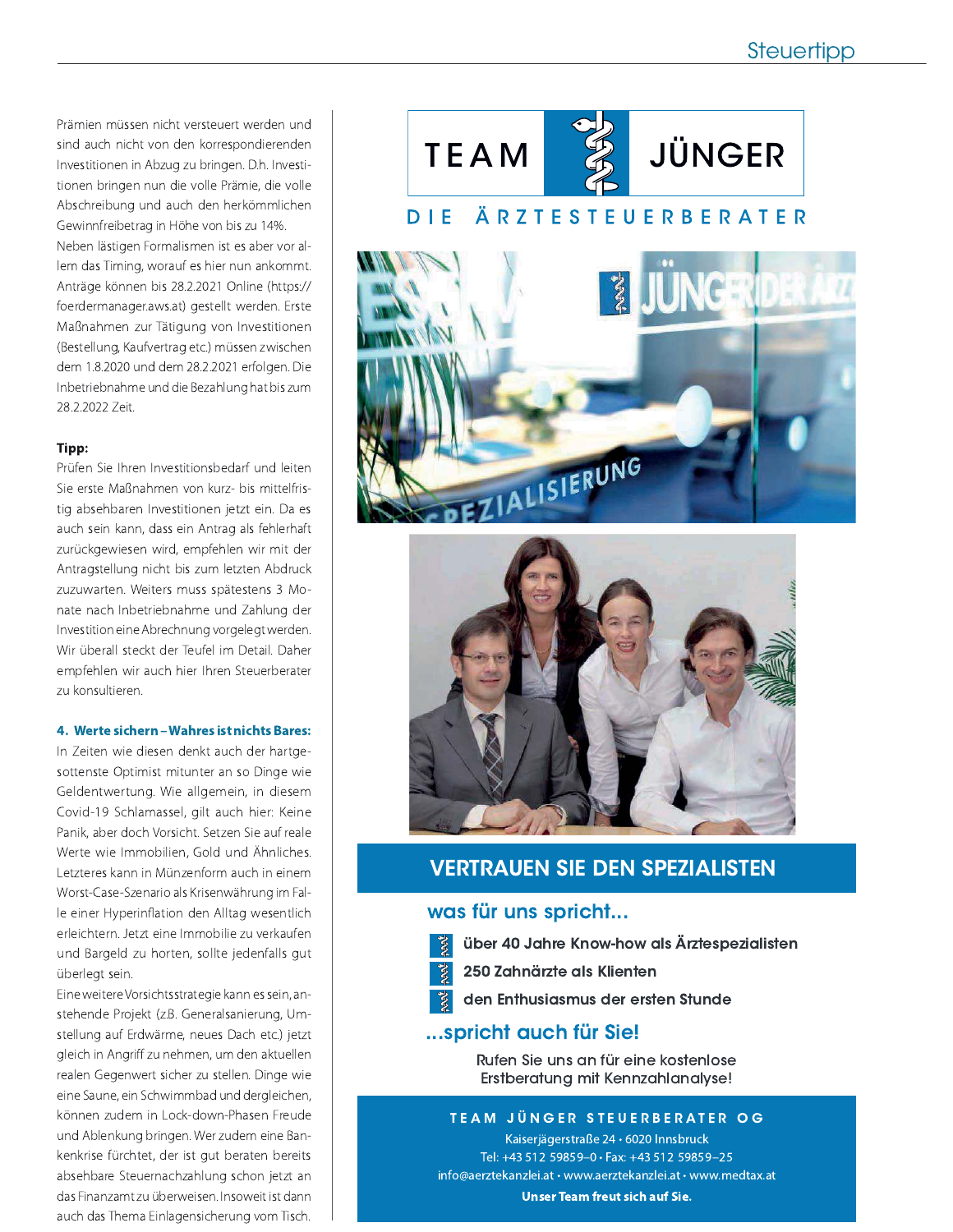Prämien müssen nicht versteuert werden und sind auch nicht von den korrespondierenden Investitionen in Abzug zu bringen. D.h. Investitionen bringen nun die volle Prämie, die volle Abschreibung und auch den herkömmlichen Gewinnfreibetrag in Höhe von bis zu 14%.

Neben lästigen Formalismen ist es aber vor allem das Timing, worauf es hier nun ankommt. Anträge können bis 28.2.2021 Online (https://foerdermanager.aws.at) gestellt werden. Erste Maßnahmen zur Tätigung von Investitionen (Bestellung, Kaufvertrag etc.) müssen zwischen dem 1.8.2020 und dem 28.2.2021 erfolgen. Die Inbetriebnahme und die Bezahlung hat bis zum 28.2.2022 Zeit.

**Tipp:**
Prüfen Sie Ihren Investitionsbedarf und leiten Sie erste Maßnahmen von kurz- bis mittelfristig absehbaren Investitionen jetzt ein. Da es auch sein kann, dass ein Antrag als fehlerhaft zurückgewiesen wird, empfehlen wir mit der Antragstellung nicht bis zum letzten Abdruck zuzuwarten. Weiters muss spätestens 3 Monate nach Inbetriebnahme und Zahlung der Investition eine Abrechnung vorgelegt werden. Wir überall steckt der Teufel im Detail. Daher empfehlen wir auch hier Ihren Steuerberater zu konsultieren.

### 4. Werte sichern – Wahres ist nichts Bares:

In Zeiten wie diesen denkt auch der hartgesottenste Optimist mitunter an so Dinge wie Geldentwertung. Wie allgemein, in diesem Covid-19 Schlamassel, gilt auch hier: Keine Panik, aber doch Vorsicht. Setzen Sie auf reale Werte wie Immobilien, Gold und Ähnliches. Letzteres kann in Münzenform auch in einem Worst-Case-Szenario als Krisenwährung im Falle einer Hyperinflation den Alltag wesentlich erleichtern. Jetzt eine Immobilie zu verkaufen und Bargeld zu horten, sollte jedenfalls gut überlegt sein.

Eine weitere Vorsichtsstrategie kann es sein, anstehende Projekt (z.B. Generalsanierung, Umstellung auf Erdwärme, neues Dach etc.) jetzt gleich in Angriff zu nehmen, um den aktuellen realen Gegenwert sicher zu stellen. Dinge wie eine Saune, ein Schwimmbad und dergleichen, können zudem in Lock-down-Phasen Freude und Ablenkung bringen. Wer zudem eine Bankenkrise fürchtet, der ist gut beraten bereits absehbare Steuernachzahlung schon jetzt an das Finanzamt zu überweisen. Insoweit ist dann auch das Thema Einlagensicherung vom Tisch.

TEAM JÜNGER

DIE ÄRZTESTEUERBERATER

## VERTRAUEN SIE DEN SPEZIALISTEN

### was für uns spricht...

- über 40 Jahre Know-how als Ärztespezialisten
- 250 Zahnärzte als Klienten
- den Enthusiasmus der ersten Stunde

### ...spricht auch für Sie!

Rufen Sie uns an für eine kostenlose Erstberatung mit Kennzahlanalyse!

**TEAM JÜNGER STEUERBERATER OG**
Kaiserjägerstraße 24 • 6020 Innsbruck
Tel: +43 512 59859–0 • Fax: +43 512 59859–25
info@aerztekanzlei.at • www.aerztekanzlei.at • www.medtax.at
**Unser Team freut sich auf Sie.**